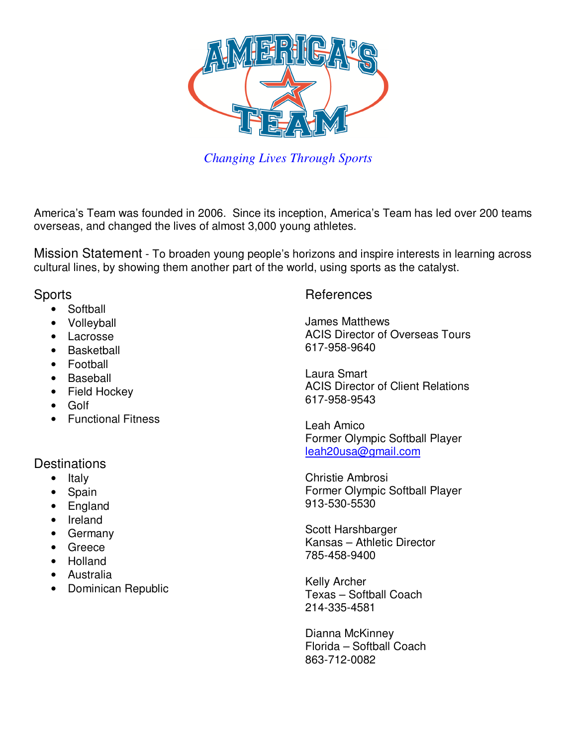# AMERICA'S TEAM

*Changing Lives Through Sports*

America's Team was founded in 2006. Since its inception, America's Team has led over 200 teams overseas, and changed the lives of almost 3,000 young athletes.

Mission Statement - To broaden young people's horizons and inspire interests in learning across cultural lines, by showing them another part of the world, using sports as the catalyst.

## Sports

- Softball
- Volleyball
- Lacrosse
- Basketball
- Football
- Baseball
- Field Hockey
- Golf
- Functional Fitness

## Destinations

- Italy
- Spain
- England
- Ireland
- Germany
- Greece
- Holland
- Australia
- Dominican Republic

## References

James Matthews
ACIS Director of Overseas Tours
617-958-9640

Laura Smart
ACIS Director of Client Relations
617-958-9543

Leah Amico
Former Olympic Softball Player
leah20usa@gmail.com

Christie Ambrosi
Former Olympic Softball Player
913-530-5530

Scott Harshbarger
Kansas – Athletic Director
785-458-9400

Kelly Archer
Texas – Softball Coach
214-335-4581

Dianna McKinney
Florida – Softball Coach
863-712-0082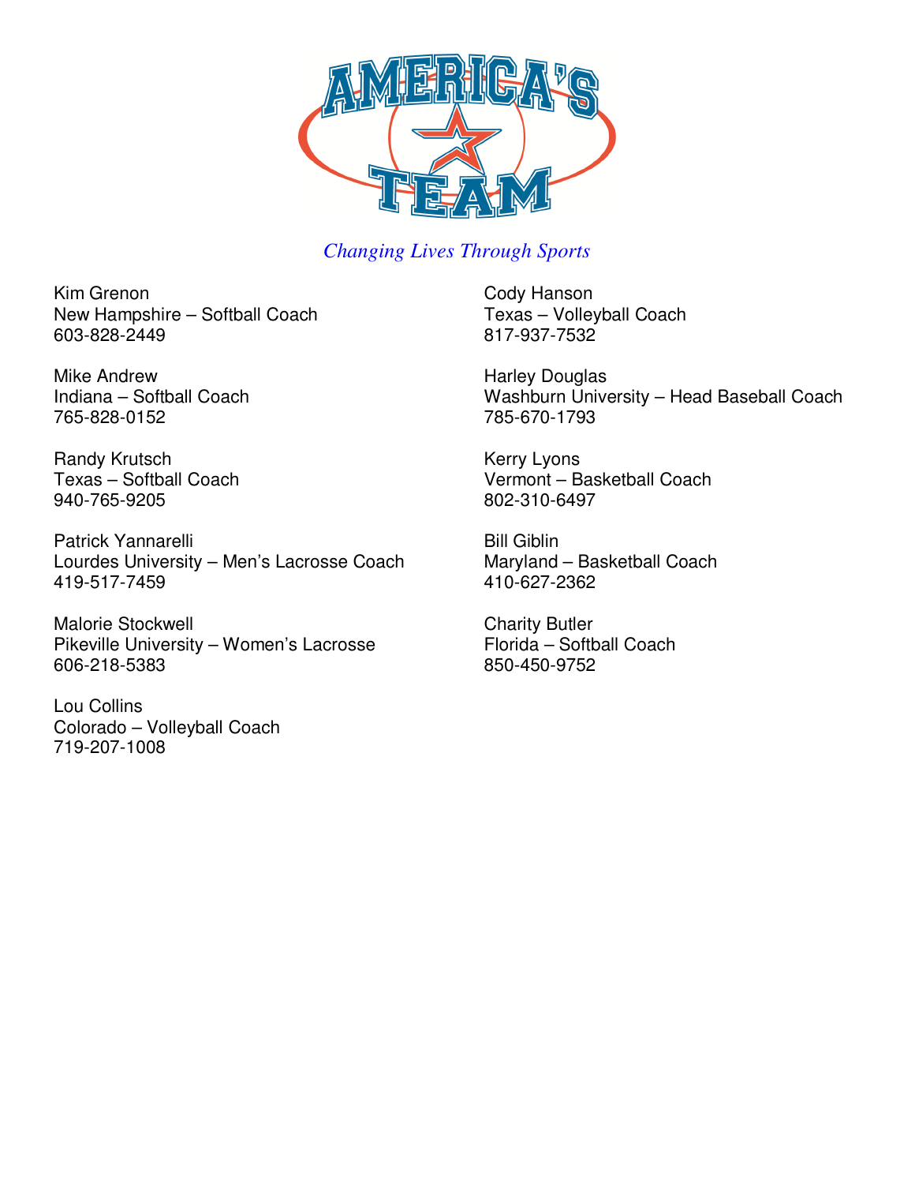*Changing Lives Through Sports*

Kim Grenon
New Hampshire – Softball Coach
603-828-2449

Mike Andrew
Indiana – Softball Coach
765-828-0152

Randy Krutsch
Texas – Softball Coach
940-765-9205

Patrick Yannarelli
Lourdes University – Men's Lacrosse Coach
419-517-7459

Malorie Stockwell
Pikeville University – Women's Lacrosse
606-218-5383

Lou Collins
Colorado – Volleyball Coach
719-207-1008

Cody Hanson
Texas – Volleyball Coach
817-937-7532

Harley Douglas
Washburn University – Head Baseball Coach
785-670-1793

Kerry Lyons
Vermont – Basketball Coach
802-310-6497

Bill Giblin
Maryland – Basketball Coach
410-627-2362

Charity Butler
Florida – Softball Coach
850-450-9752